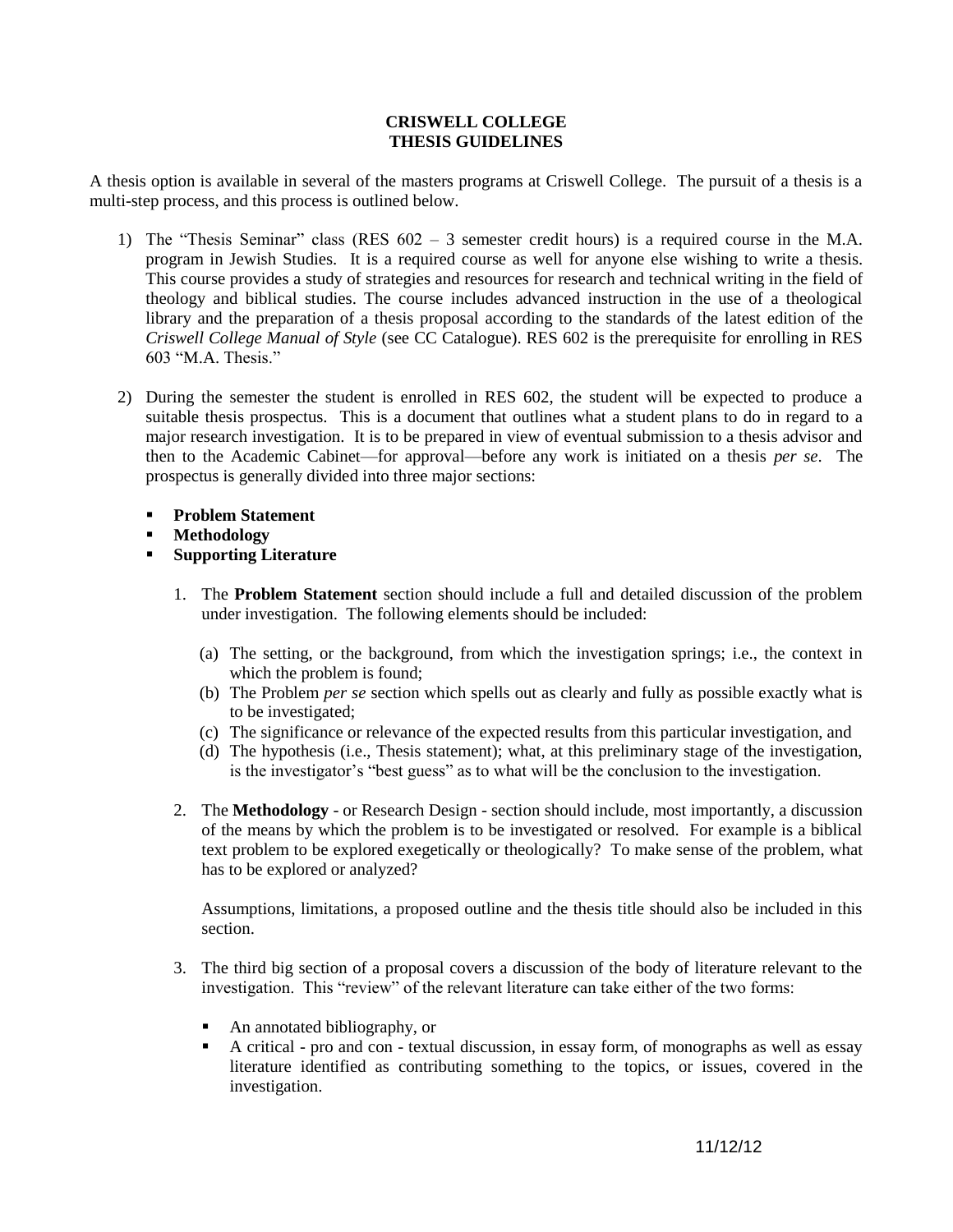# CRISWELL COLLEGE
# THESIS GUIDELINES

A thesis option is available in several of the masters programs at Criswell College. The pursuit of a thesis is a multi-step process, and this process is outlined below.

1) The "Thesis Seminar" class (RES 602 – 3 semester credit hours) is a required course in the M.A. program in Jewish Studies. It is a required course as well for anyone else wishing to write a thesis. This course provides a study of strategies and resources for research and technical writing in the field of theology and biblical studies. The course includes advanced instruction in the use of a theological library and the preparation of a thesis proposal according to the standards of the latest edition of the *Criswell College Manual of Style* (see CC Catalogue). RES 602 is the prerequisite for enrolling in RES 603 "M.A. Thesis."

2) During the semester the student is enrolled in RES 602, the student will be expected to produce a suitable thesis prospectus. This is a document that outlines what a student plans to do in regard to a major research investigation. It is to be prepared in view of eventual submission to a thesis advisor and then to the Academic Cabinet—for approval—before any work is initiated on a thesis *per se*. The prospectus is generally divided into three major sections:

   - **Problem Statement**
   - **Methodology**
   - **Supporting Literature**

   1. The **Problem Statement** section should include a full and detailed discussion of the problem under investigation. The following elements should be included:

      (a) The setting, or the background, from which the investigation springs; i.e., the context in which the problem is found;
      (b) The Problem *per se* section which spells out as clearly and fully as possible exactly what is to be investigated;
      (c) The significance or relevance of the expected results from this particular investigation, and
      (d) The hypothesis (i.e., Thesis statement); what, at this preliminary stage of the investigation, is the investigator's "best guess" as to what will be the conclusion to the investigation.

   2. The **Methodology** - or Research Design - section should include, most importantly, a discussion of the means by which the problem is to be investigated or resolved. For example is a biblical text problem to be explored exegetically or theologically? To make sense of the problem, what has to be explored or analyzed?

      Assumptions, limitations, a proposed outline and the thesis title should also be included in this section.

   3. The third big section of a proposal covers a discussion of the body of literature relevant to the investigation. This "review" of the relevant literature can take either of the two forms:

      - An annotated bibliography, or
      - A critical - pro and con - textual discussion, in essay form, of monographs as well as essay literature identified as contributing something to the topics, or issues, covered in the investigation.

11/12/12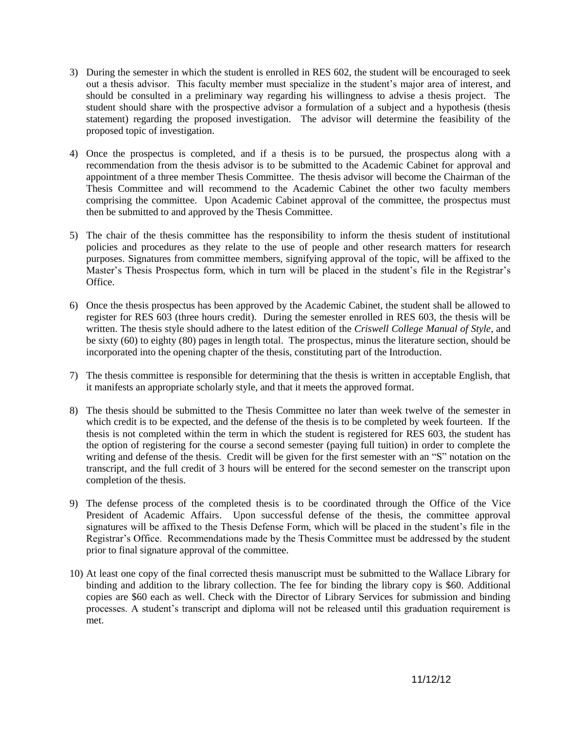3) During the semester in which the student is enrolled in RES 602, the student will be encouraged to seek out a thesis advisor. This faculty member must specialize in the student's major area of interest, and should be consulted in a preliminary way regarding his willingness to advise a thesis project. The student should share with the prospective advisor a formulation of a subject and a hypothesis (thesis statement) regarding the proposed investigation. The advisor will determine the feasibility of the proposed topic of investigation.

4) Once the prospectus is completed, and if a thesis is to be pursued, the prospectus along with a recommendation from the thesis advisor is to be submitted to the Academic Cabinet for approval and appointment of a three member Thesis Committee. The thesis advisor will become the Chairman of the Thesis Committee and will recommend to the Academic Cabinet the other two faculty members comprising the committee. Upon Academic Cabinet approval of the committee, the prospectus must then be submitted to and approved by the Thesis Committee.

5) The chair of the thesis committee has the responsibility to inform the thesis student of institutional policies and procedures as they relate to the use of people and other research matters for research purposes. Signatures from committee members, signifying approval of the topic, will be affixed to the Master's Thesis Prospectus form, which in turn will be placed in the student's file in the Registrar's Office.

6) Once the thesis prospectus has been approved by the Academic Cabinet, the student shall be allowed to register for RES 603 (three hours credit). During the semester enrolled in RES 603, the thesis will be written. The thesis style should adhere to the latest edition of the *Criswell College Manual of Style*, and be sixty (60) to eighty (80) pages in length total. The prospectus, minus the literature section, should be incorporated into the opening chapter of the thesis, constituting part of the Introduction.

7) The thesis committee is responsible for determining that the thesis is written in acceptable English, that it manifests an appropriate scholarly style, and that it meets the approved format.

8) The thesis should be submitted to the Thesis Committee no later than week twelve of the semester in which credit is to be expected, and the defense of the thesis is to be completed by week fourteen. If the thesis is not completed within the term in which the student is registered for RES 603, the student has the option of registering for the course a second semester (paying full tuition) in order to complete the writing and defense of the thesis. Credit will be given for the first semester with an "S" notation on the transcript, and the full credit of 3 hours will be entered for the second semester on the transcript upon completion of the thesis.

9) The defense process of the completed thesis is to be coordinated through the Office of the Vice President of Academic Affairs. Upon successful defense of the thesis, the committee approval signatures will be affixed to the Thesis Defense Form, which will be placed in the student's file in the Registrar's Office. Recommendations made by the Thesis Committee must be addressed by the student prior to final signature approval of the committee.

10) At least one copy of the final corrected thesis manuscript must be submitted to the Wallace Library for binding and addition to the library collection. The fee for binding the library copy is $60. Additional copies are $60 each as well. Check with the Director of Library Services for submission and binding processes. A student's transcript and diploma will not be released until this graduation requirement is met.

11/12/12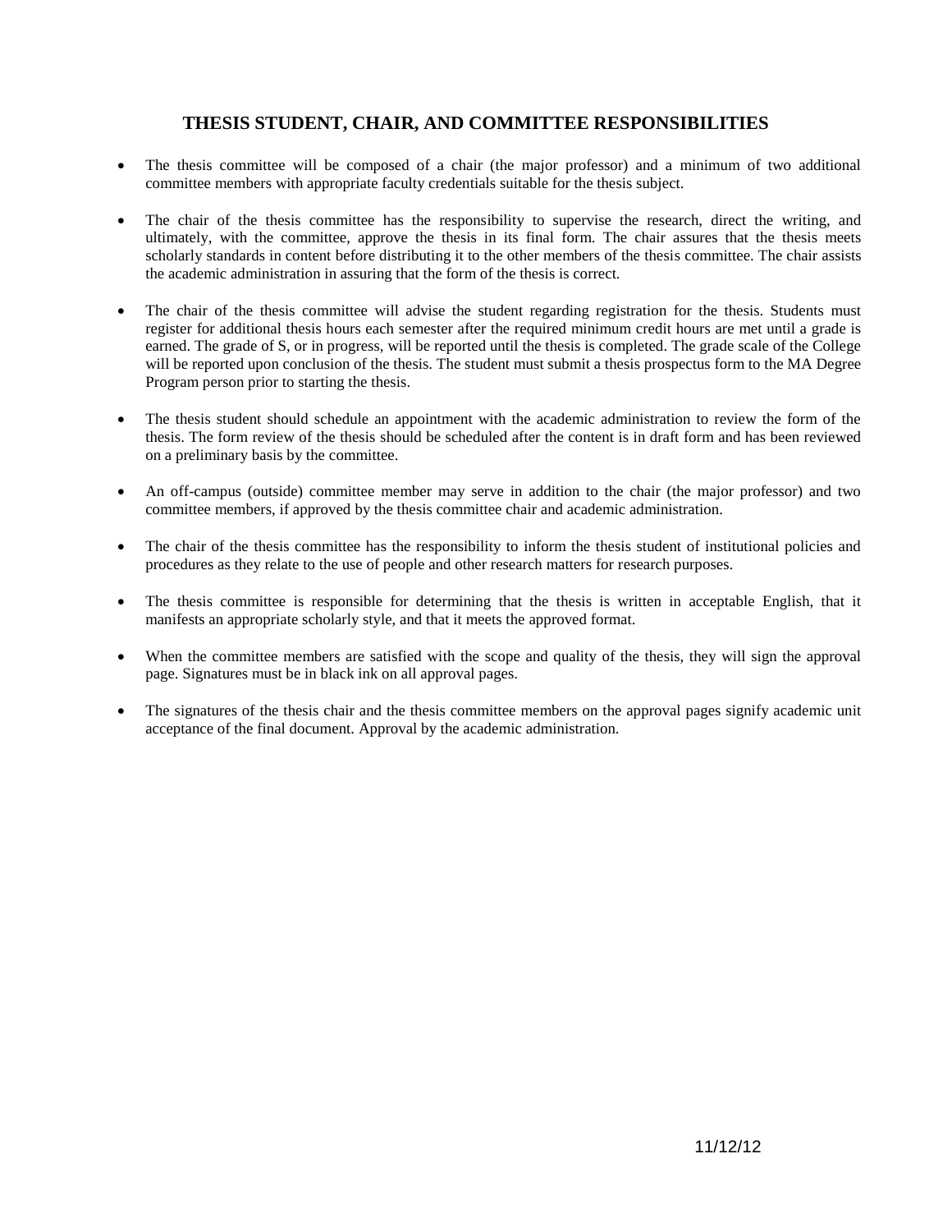## THESIS STUDENT, CHAIR, AND COMMITTEE RESPONSIBILITIES

- The thesis committee will be composed of a chair (the major professor) and a minimum of two additional committee members with appropriate faculty credentials suitable for the thesis subject.

- The chair of the thesis committee has the responsibility to supervise the research, direct the writing, and ultimately, with the committee, approve the thesis in its final form. The chair assures that the thesis meets scholarly standards in content before distributing it to the other members of the thesis committee. The chair assists the academic administration in assuring that the form of the thesis is correct.

- The chair of the thesis committee will advise the student regarding registration for the thesis. Students must register for additional thesis hours each semester after the required minimum credit hours are met until a grade is earned. The grade of S, or in progress, will be reported until the thesis is completed. The grade scale of the College will be reported upon conclusion of the thesis. The student must submit a thesis prospectus form to the MA Degree Program person prior to starting the thesis.

- The thesis student should schedule an appointment with the academic administration to review the form of the thesis. The form review of the thesis should be scheduled after the content is in draft form and has been reviewed on a preliminary basis by the committee.

- An off-campus (outside) committee member may serve in addition to the chair (the major professor) and two committee members, if approved by the thesis committee chair and academic administration.

- The chair of the thesis committee has the responsibility to inform the thesis student of institutional policies and procedures as they relate to the use of people and other research matters for research purposes.

- The thesis committee is responsible for determining that the thesis is written in acceptable English, that it manifests an appropriate scholarly style, and that it meets the approved format.

- When the committee members are satisfied with the scope and quality of the thesis, they will sign the approval page. Signatures must be in black ink on all approval pages.

- The signatures of the thesis chair and the thesis committee members on the approval pages signify academic unit acceptance of the final document. Approval by the academic administration.

11/12/12